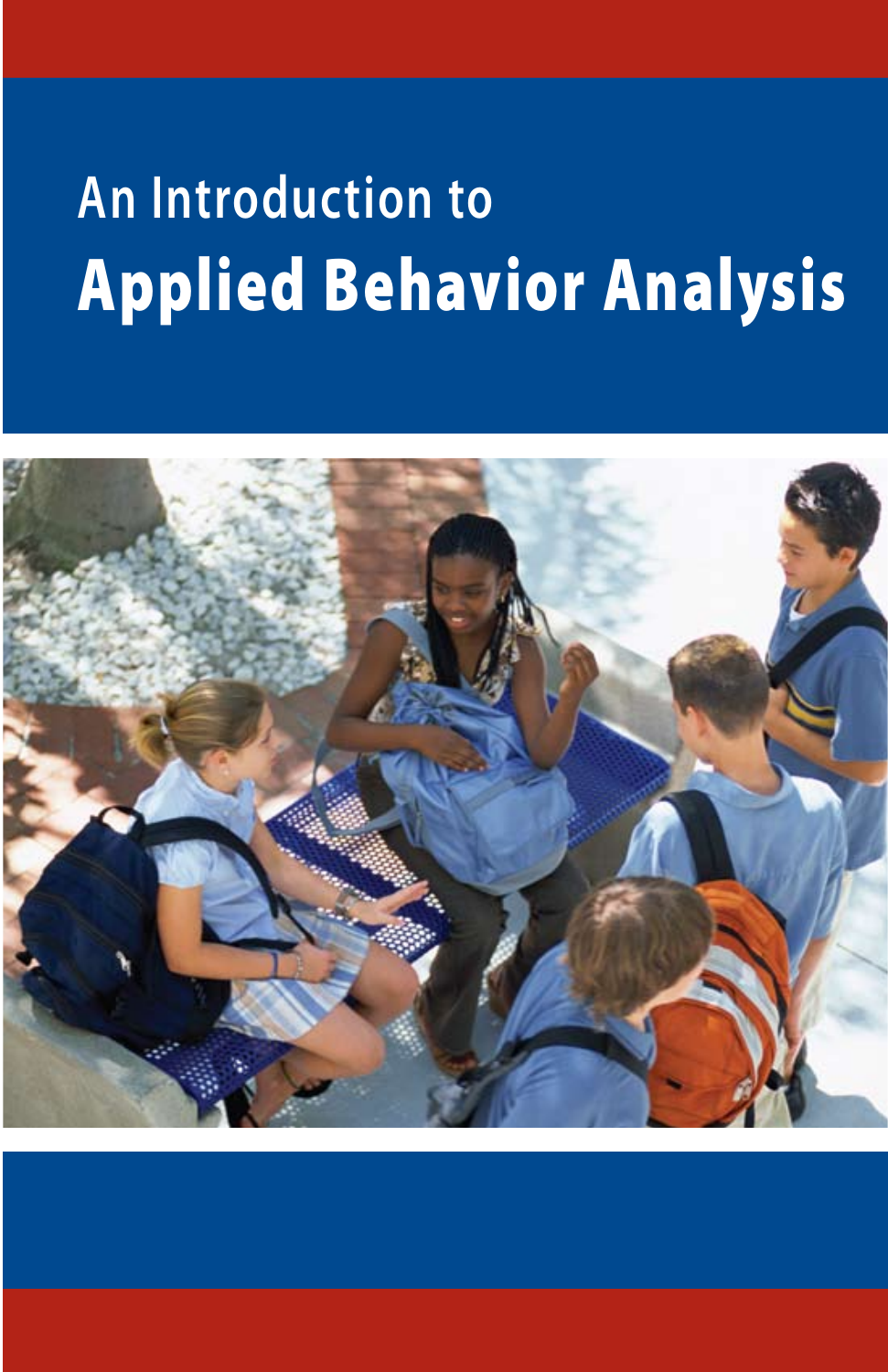An Introduction to

# Applied Behavior Analysis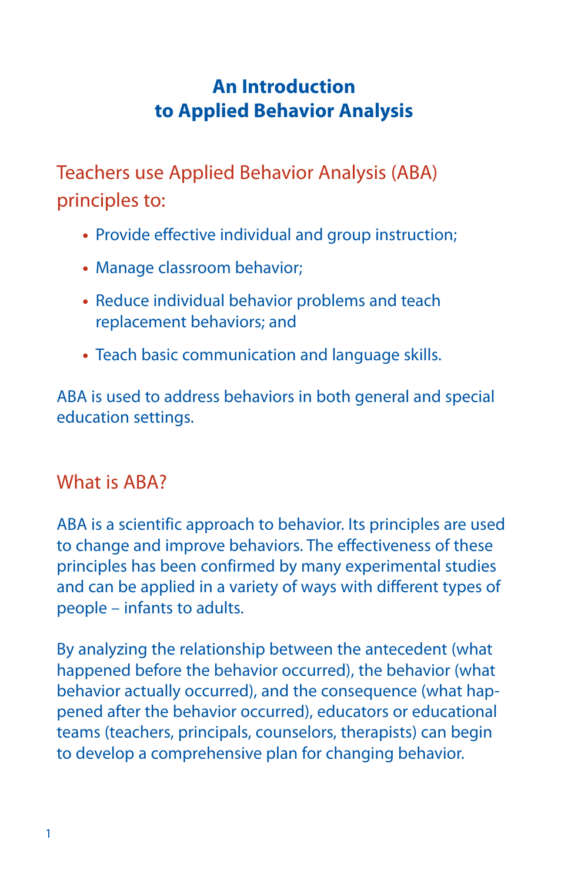# An Introduction to Applied Behavior Analysis

## Teachers use Applied Behavior Analysis (ABA) principles to:

- Provide effective individual and group instruction;
- Manage classroom behavior;
- Reduce individual behavior problems and teach replacement behaviors; and
- Teach basic communication and language skills.

ABA is used to address behaviors in both general and special education settings.

## What is ABA?

ABA is a scientific approach to behavior. Its principles are used to change and improve behaviors. The effectiveness of these principles has been confirmed by many experimental studies and can be applied in a variety of ways with different types of people – infants to adults.

By analyzing the relationship between the antecedent (what happened before the behavior occurred), the behavior (what behavior actually occurred), and the consequence (what happened after the behavior occurred), educators or educational teams (teachers, principals, counselors, therapists) can begin to develop a comprehensive plan for changing behavior.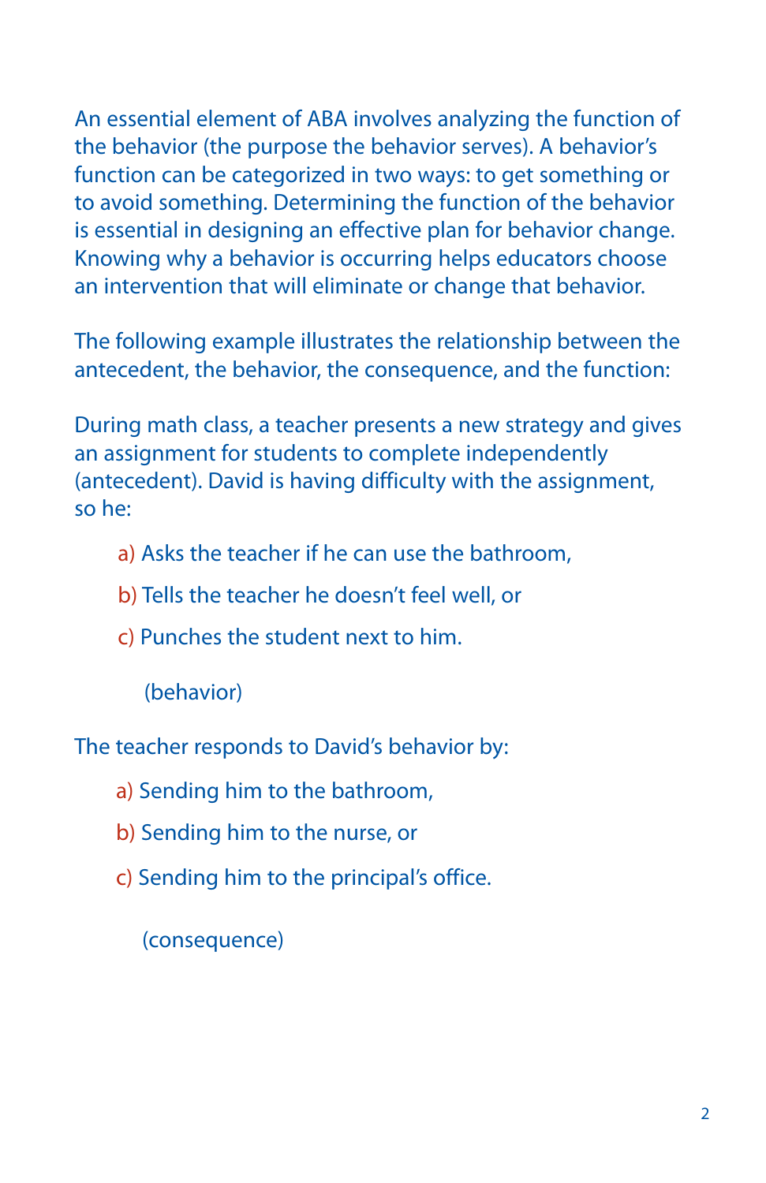An essential element of ABA involves analyzing the function of the behavior (the purpose the behavior serves). A behavior's function can be categorized in two ways: to get something or to avoid something. Determining the function of the behavior is essential in designing an effective plan for behavior change. Knowing why a behavior is occurring helps educators choose an intervention that will eliminate or change that behavior.

The following example illustrates the relationship between the antecedent, the behavior, the consequence, and the function:

During math class, a teacher presents a new strategy and gives an assignment for students to complete independently (antecedent). David is having difficulty with the assignment, so he:

a) Asks the teacher if he can use the bathroom,

b) Tells the teacher he doesn't feel well, or

c) Punches the student next to him.

(behavior)

The teacher responds to David's behavior by:

a) Sending him to the bathroom,

b) Sending him to the nurse, or

c) Sending him to the principal's office.

(consequence)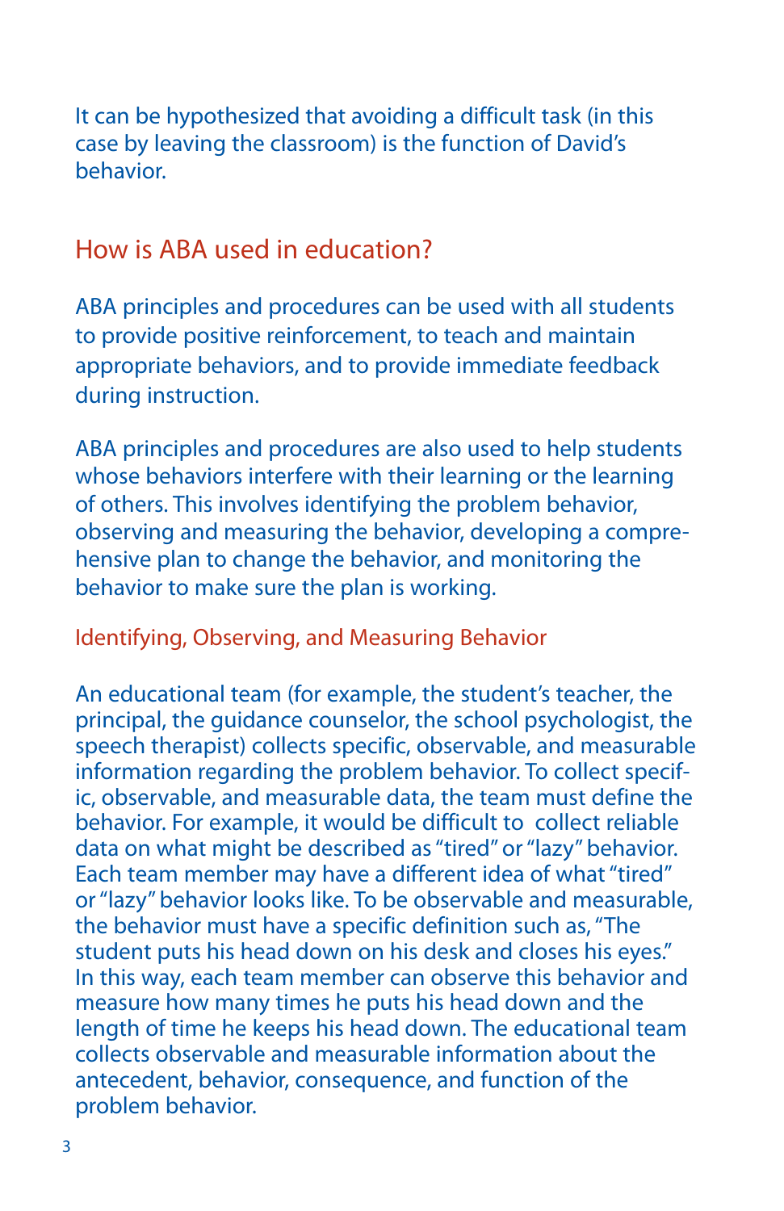It can be hypothesized that avoiding a difficult task (in this case by leaving the classroom) is the function of David's behavior.

## How is ABA used in education?

ABA principles and procedures can be used with all students to provide positive reinforcement, to teach and maintain appropriate behaviors, and to provide immediate feedback during instruction.

ABA principles and procedures are also used to help students whose behaviors interfere with their learning or the learning of others. This involves identifying the problem behavior, observing and measuring the behavior, developing a comprehensive plan to change the behavior, and monitoring the behavior to make sure the plan is working.

### Identifying, Observing, and Measuring Behavior

An educational team (for example, the student's teacher, the principal, the guidance counselor, the school psychologist, the speech therapist) collects specific, observable, and measurable information regarding the problem behavior. To collect specific, observable, and measurable data, the team must define the behavior. For example, it would be difficult to collect reliable data on what might be described as "tired" or "lazy" behavior. Each team member may have a different idea of what "tired" or "lazy" behavior looks like. To be observable and measurable, the behavior must have a specific definition such as, "The student puts his head down on his desk and closes his eyes." In this way, each team member can observe this behavior and measure how many times he puts his head down and the length of time he keeps his head down. The educational team collects observable and measurable information about the antecedent, behavior, consequence, and function of the problem behavior.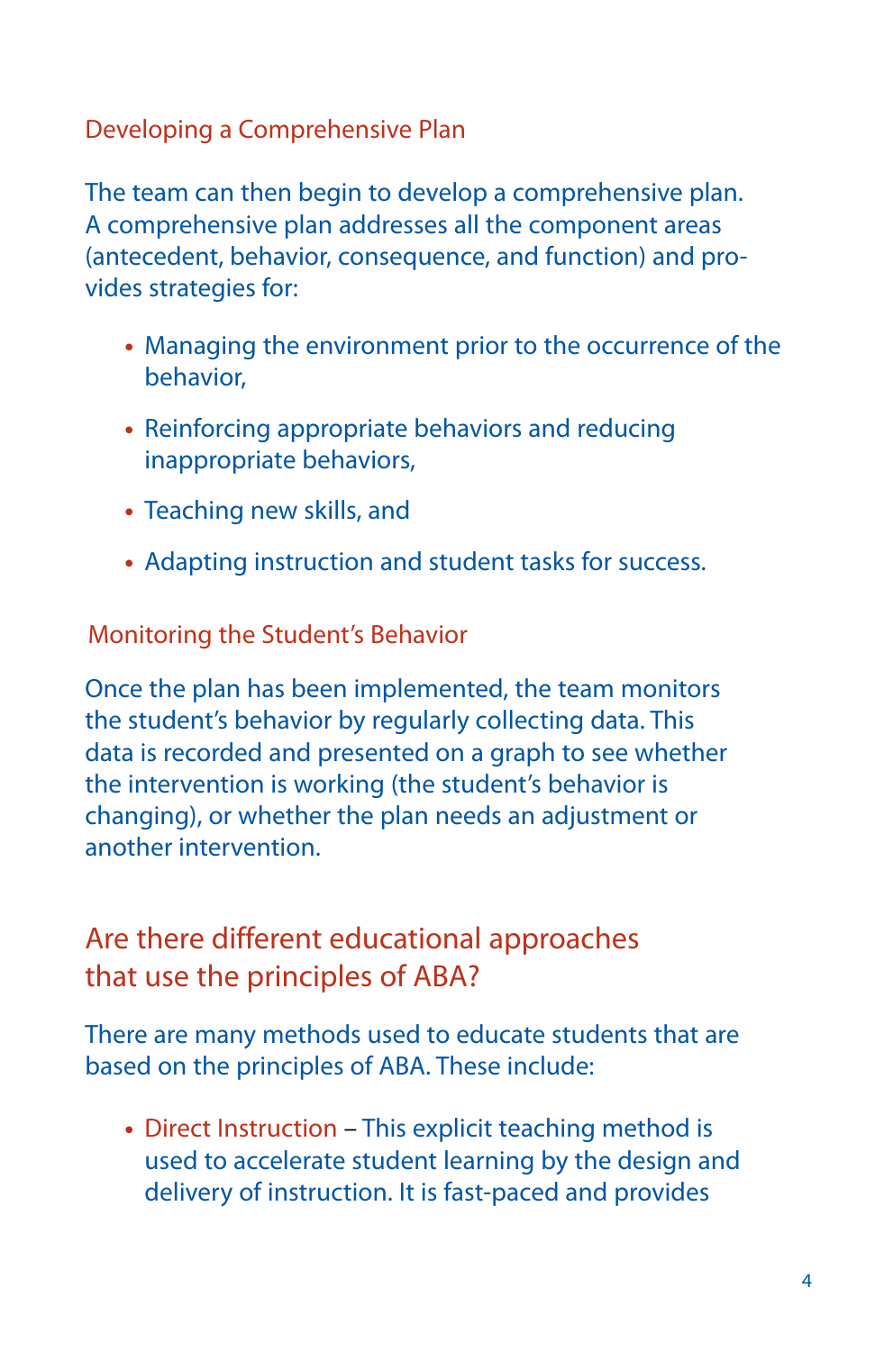### Developing a Comprehensive Plan

The team can then begin to develop a comprehensive plan. A comprehensive plan addresses all the component areas (antecedent, behavior, consequence, and function) and provides strategies for:

- Managing the environment prior to the occurrence of the behavior,
- Reinforcing appropriate behaviors and reducing inappropriate behaviors,
- Teaching new skills, and
- Adapting instruction and student tasks for success.

### Monitoring the Student's Behavior

Once the plan has been implemented, the team monitors the student's behavior by regularly collecting data. This data is recorded and presented on a graph to see whether the intervention is working (the student's behavior is changing), or whether the plan needs an adjustment or another intervention.

## Are there different educational approaches that use the principles of ABA?

There are many methods used to educate students that are based on the principles of ABA. These include:

- Direct Instruction – This explicit teaching method is used to accelerate student learning by the design and delivery of instruction. It is fast-paced and provides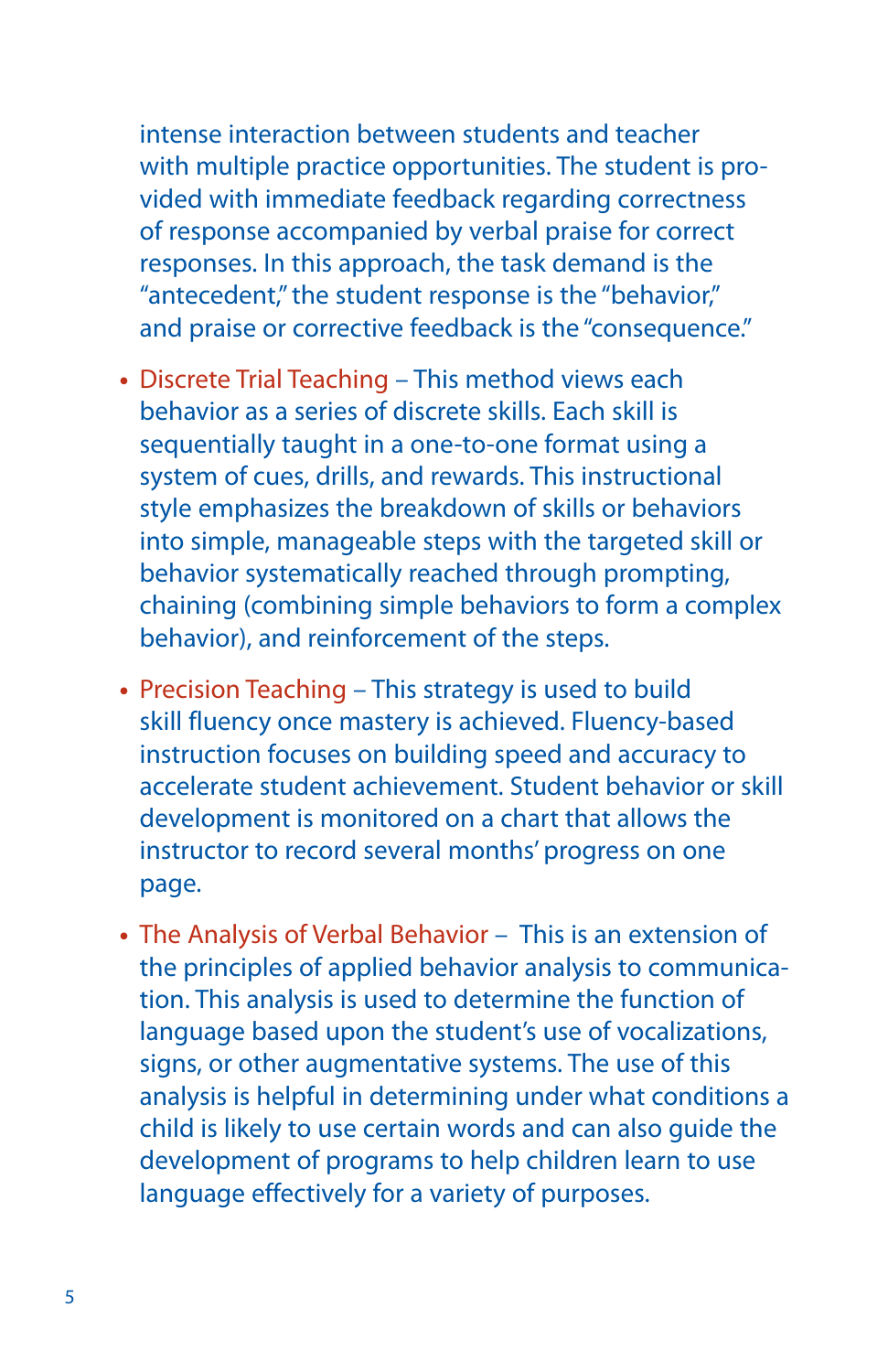intense interaction between students and teacher with multiple practice opportunities. The student is provided with immediate feedback regarding correctness of response accompanied by verbal praise for correct responses. In this approach, the task demand is the "antecedent," the student response is the "behavior," and praise or corrective feedback is the "consequence."

- Discrete Trial Teaching – This method views each behavior as a series of discrete skills. Each skill is sequentially taught in a one-to-one format using a system of cues, drills, and rewards. This instructional style emphasizes the breakdown of skills or behaviors into simple, manageable steps with the targeted skill or behavior systematically reached through prompting, chaining (combining simple behaviors to form a complex behavior), and reinforcement of the steps.

- Precision Teaching – This strategy is used to build skill fluency once mastery is achieved. Fluency-based instruction focuses on building speed and accuracy to accelerate student achievement. Student behavior or skill development is monitored on a chart that allows the instructor to record several months' progress on one page.

- The Analysis of Verbal Behavior – This is an extension of the principles of applied behavior analysis to communication. This analysis is used to determine the function of language based upon the student's use of vocalizations, signs, or other augmentative systems. The use of this analysis is helpful in determining under what conditions a child is likely to use certain words and can also guide the development of programs to help children learn to use language effectively for a variety of purposes.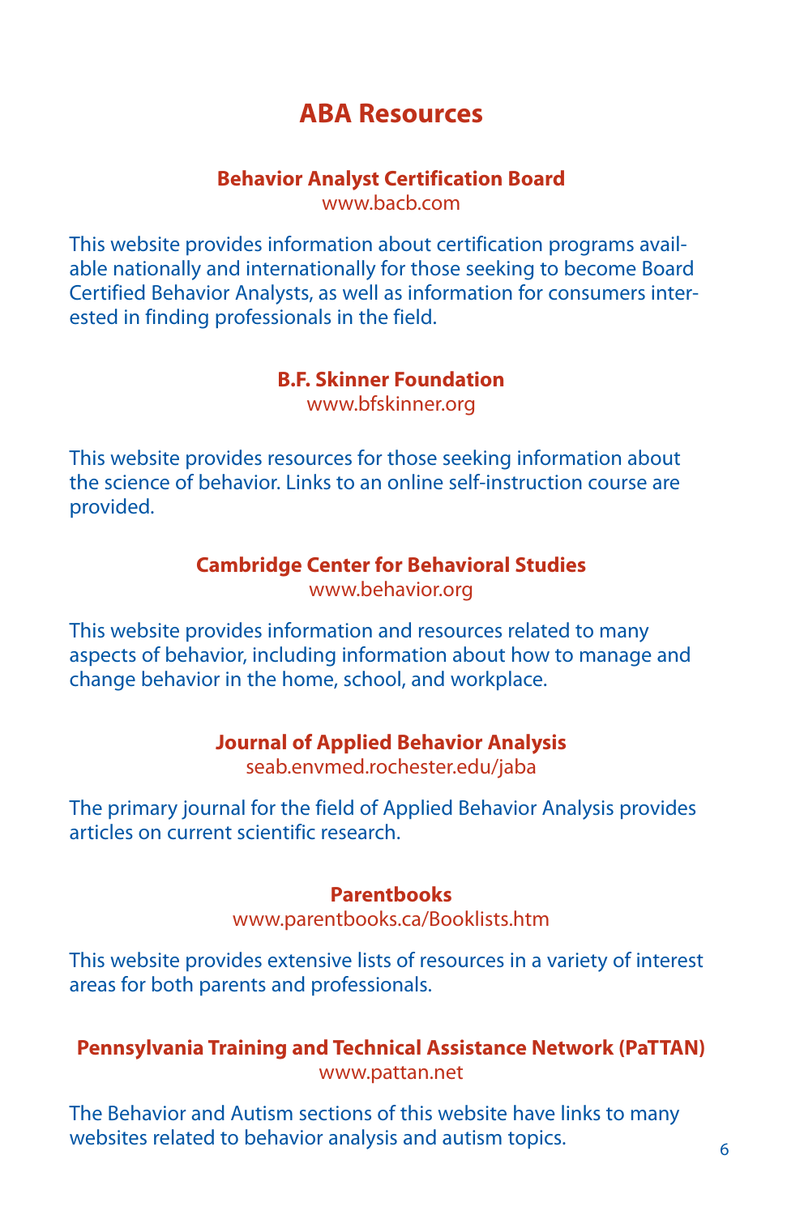# ABA Resources

### Behavior Analyst Certification Board

www.bacb.com

This website provides information about certification programs available nationally and internationally for those seeking to become Board Certified Behavior Analysts, as well as information for consumers interested in finding professionals in the field.

### B.F. Skinner Foundation

www.bfskinner.org

This website provides resources for those seeking information about the science of behavior. Links to an online self-instruction course are provided.

### Cambridge Center for Behavioral Studies

www.behavior.org

This website provides information and resources related to many aspects of behavior, including information about how to manage and change behavior in the home, school, and workplace.

### Journal of Applied Behavior Analysis

seab.envmed.rochester.edu/jaba

The primary journal for the field of Applied Behavior Analysis provides articles on current scientific research.

### Parentbooks

www.parentbooks.ca/Booklists.htm

This website provides extensive lists of resources in a variety of interest areas for both parents and professionals.

### Pennsylvania Training and Technical Assistance Network (PaTTAN)

www.pattan.net

The Behavior and Autism sections of this website have links to many websites related to behavior analysis and autism topics.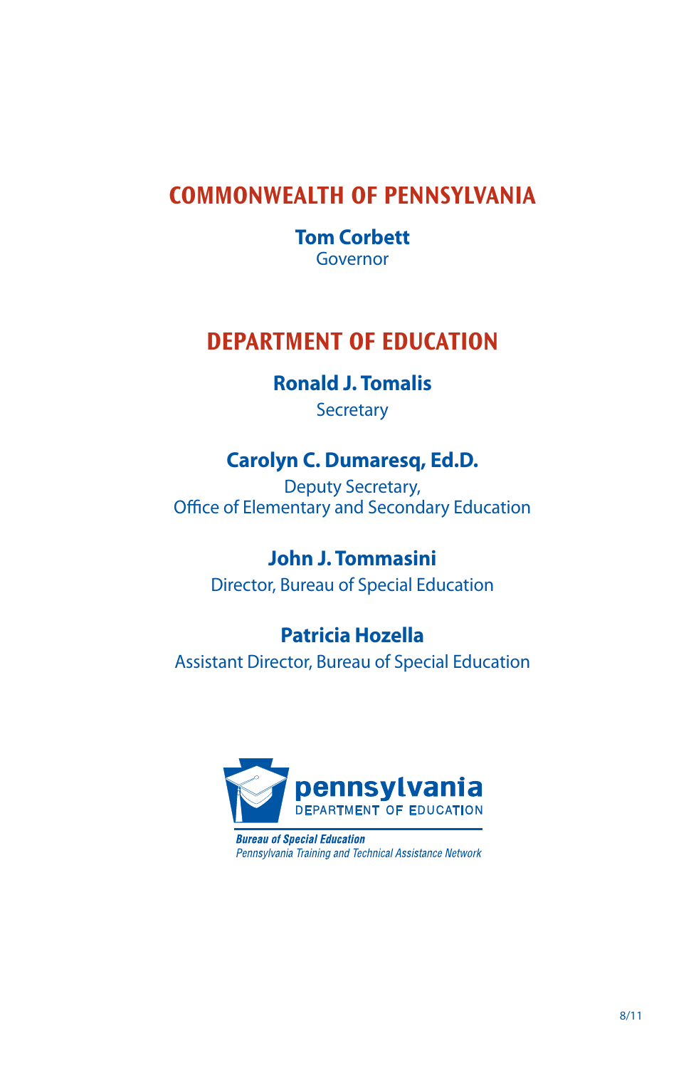# COMMONWEALTH OF PENNSYLVANIA

**Tom Corbett**
Governor

# DEPARTMENT OF EDUCATION

**Ronald J. Tomalis**
Secretary

**Carolyn C. Dumaresq, Ed.D.**
Deputy Secretary,
Office of Elementary and Secondary Education

**John J. Tommasini**
Director, Bureau of Special Education

**Patricia Hozella**
Assistant Director, Bureau of Special Education

pennsylvania
DEPARTMENT OF EDUCATION

***Bureau of Special Education***
*Pennsylvania Training and Technical Assistance Network*

8/11